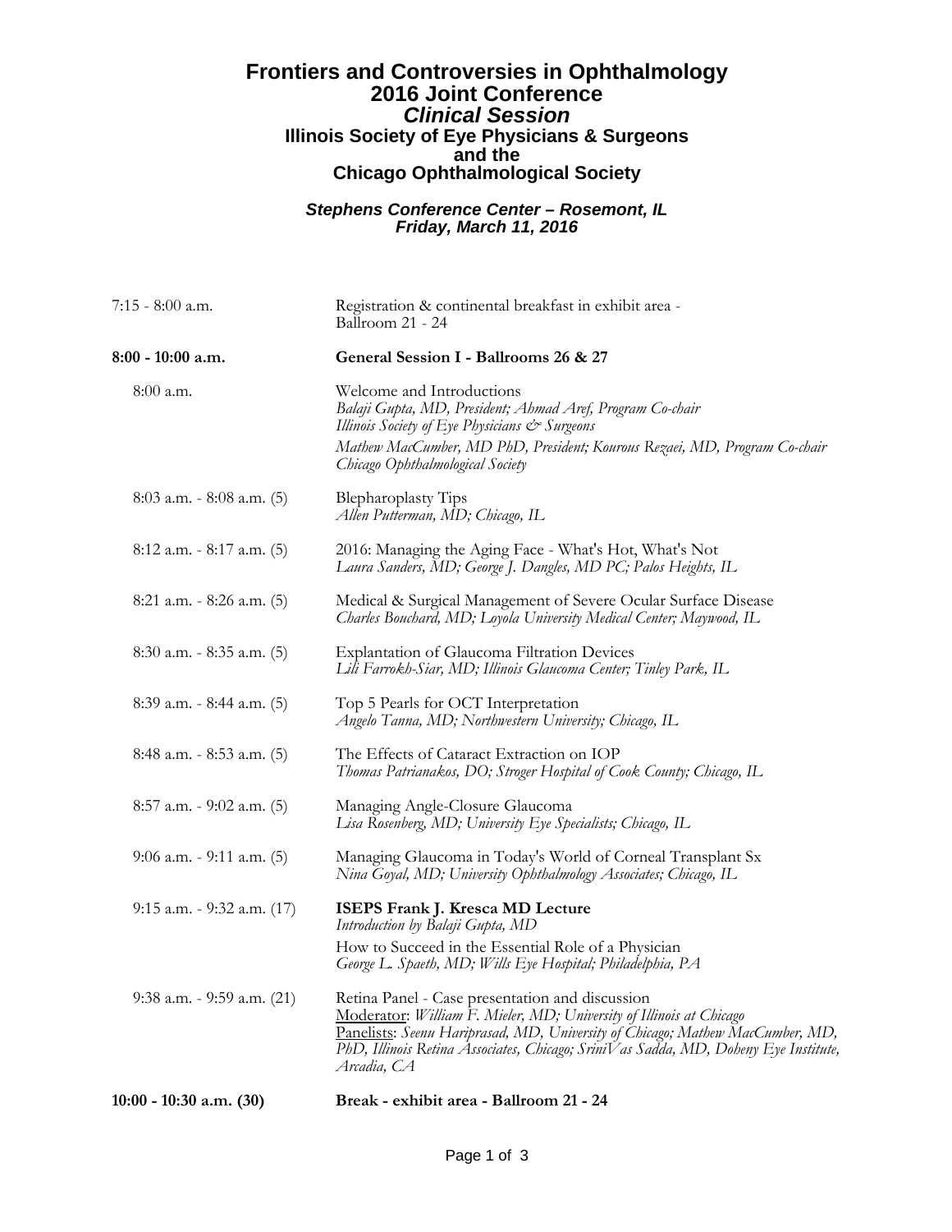# Frontiers and Controversies in Ophthalmology
## 2016 Joint Conference
### *Clinical Session*
### Illinois Society of Eye Physicians & Surgeons and the Chicago Ophthalmological Society

***Stephens Conference Center – Rosemont, IL***
***Friday, March 11, 2016***

| | |
|---|---|
| 7:15 - 8:00 a.m. | Registration & continental breakfast in exhibit area - Ballroom 21 - 24 |
| **8:00 - 10:00 a.m.** | **General Session I - Ballrooms 26 & 27** |
| 8:00 a.m. | Welcome and Introductions<br>*Balaji Gupta, MD, President; Ahmad Aref, Program Co-chair*<br>*Illinois Society of Eye Physicians & Surgeons*<br>*Mathew MacCumber, MD PhD, President; Kourous Rezaei, MD, Program Co-chair*<br>*Chicago Ophthalmological Society* |
| 8:03 a.m. - 8:08 a.m. (5) | Blepharoplasty Tips<br>*Allen Putterman, MD; Chicago, IL* |
| 8:12 a.m. - 8:17 a.m. (5) | 2016: Managing the Aging Face - What's Hot, What's Not<br>*Laura Sanders, MD; George J. Dangles, MD PC; Palos Heights, IL* |
| 8:21 a.m. - 8:26 a.m. (5) | Medical & Surgical Management of Severe Ocular Surface Disease<br>*Charles Bouchard, MD; Loyola University Medical Center; Maywood, IL* |
| 8:30 a.m. - 8:35 a.m. (5) | Explantation of Glaucoma Filtration Devices<br>*Lili Farrokh-Siar, MD; Illinois Glaucoma Center; Tinley Park, IL* |
| 8:39 a.m. - 8:44 a.m. (5) | Top 5 Pearls for OCT Interpretation<br>*Angelo Tanna, MD; Northwestern University; Chicago, IL* |
| 8:48 a.m. - 8:53 a.m. (5) | The Effects of Cataract Extraction on IOP<br>*Thomas Patrianakos, DO; Stroger Hospital of Cook County; Chicago, IL* |
| 8:57 a.m. - 9:02 a.m. (5) | Managing Angle-Closure Glaucoma<br>*Lisa Rosenberg, MD; University Eye Specialists; Chicago, IL* |
| 9:06 a.m. - 9:11 a.m. (5) | Managing Glaucoma in Today's World of Corneal Transplant Sx<br>*Nina Goyal, MD; University Ophthalmology Associates; Chicago, IL* |
| 9:15 a.m. - 9:32 a.m. (17) | **ISEPS Frank J. Kresca MD Lecture**<br>*Introduction by Balaji Gupta, MD*<br>How to Succeed in the Essential Role of a Physician<br>*George L. Spaeth, MD; Wills Eye Hospital; Philadelphia, PA* |
| 9:38 a.m. - 9:59 a.m. (21) | Retina Panel - Case presentation and discussion<br>Moderator: *William F. Mieler, MD; University of Illinois at Chicago*<br>Panelists: *Seenu Hariprasad, MD, University of Chicago; Mathew MacCumber, MD, PhD, Illinois Retina Associates, Chicago; SriniVas Sadda, MD, Doheny Eye Institute, Arcadia, CA* |
| **10:00 - 10:30 a.m. (30)** | **Break - exhibit area - Ballroom 21 - 24** |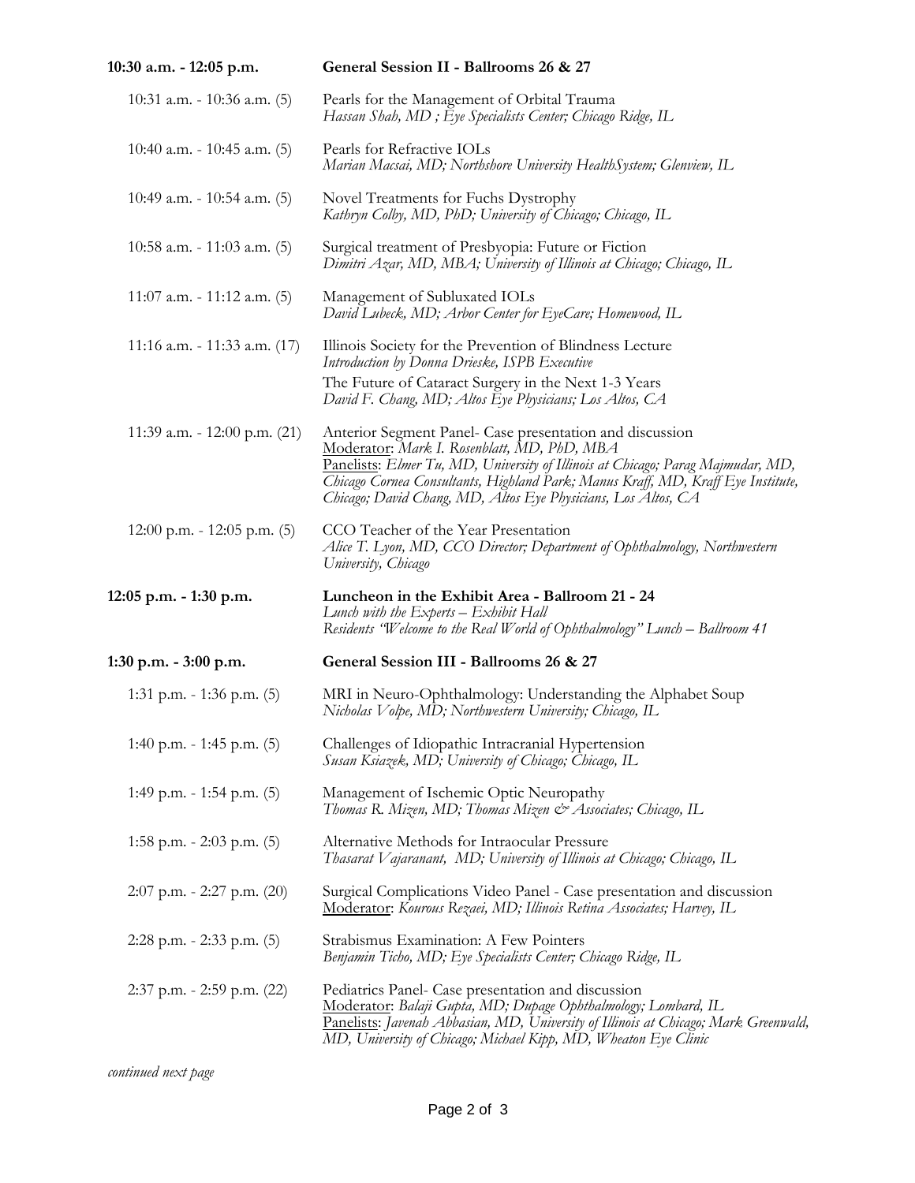**10:30 a.m. - 12:05 p.m.** **General Session II - Ballrooms 26 & 27**

10:31 a.m. - 10:36 a.m. (5)
Pearls for the Management of Orbital Trauma
*Hassan Shah, MD ; Eye Specialists Center; Chicago Ridge, IL*

10:40 a.m. - 10:45 a.m. (5)
Pearls for Refractive IOLs
*Marian Macsai, MD; Northshore University HealthSystem; Glenview, IL*

10:49 a.m. - 10:54 a.m. (5)
Novel Treatments for Fuchs Dystrophy
*Kathryn Colby, MD, PhD; University of Chicago; Chicago, IL*

10:58 a.m. - 11:03 a.m. (5)
Surgical treatment of Presbyopia: Future or Fiction
*Dimitri Azar, MD, MBA; University of Illinois at Chicago; Chicago, IL*

11:07 a.m. - 11:12 a.m. (5)
Management of Subluxated IOLs
*David Lubeck, MD; Arbor Center for EyeCare; Homewood, IL*

11:16 a.m. - 11:33 a.m. (17)
Illinois Society for the Prevention of Blindness Lecture
*Introduction by Donna Drieske, ISPB Executive*
The Future of Cataract Surgery in the Next 1-3 Years
*David F. Chang, MD; Altos Eye Physicians; Los Altos, CA*

11:39 a.m. - 12:00 p.m. (21)
Anterior Segment Panel- Case presentation and discussion
Moderator: *Mark I. Rosenblatt, MD, PhD, MBA*
Panelists: *Elmer Tu, MD, University of Illinois at Chicago; Parag Majmudar, MD, Chicago Cornea Consultants, Highland Park; Manus Kraff, MD, Kraff Eye Institute, Chicago; David Chang, MD, Altos Eye Physicians, Los Altos, CA*

12:00 p.m. - 12:05 p.m. (5)
CCO Teacher of the Year Presentation
*Alice T. Lyon, MD, CCO Director; Department of Ophthalmology, Northwestern University, Chicago*

**12:05 p.m. - 1:30 p.m.** **Luncheon in the Exhibit Area - Ballroom 21 - 24**
*Lunch with the Experts – Exhibit Hall*
*Residents "Welcome to the Real World of Ophthalmology" Lunch – Ballroom 41*

**1:30 p.m. - 3:00 p.m.** **General Session III - Ballrooms 26 & 27**

1:31 p.m. - 1:36 p.m. (5)
MRI in Neuro-Ophthalmology: Understanding the Alphabet Soup
*Nicholas Volpe, MD; Northwestern University; Chicago, IL*

1:40 p.m. - 1:45 p.m. (5)
Challenges of Idiopathic Intracranial Hypertension
*Susan Ksiazek, MD; University of Chicago; Chicago, IL*

1:49 p.m. - 1:54 p.m. (5)
Management of Ischemic Optic Neuropathy
*Thomas R. Mizen, MD; Thomas Mizen & Associates; Chicago, IL*

1:58 p.m. - 2:03 p.m. (5)
Alternative Methods for Intraocular Pressure
*Thasarat Vajaranant, MD; University of Illinois at Chicago; Chicago, IL*

2:07 p.m. - 2:27 p.m. (20)
Surgical Complications Video Panel - Case presentation and discussion
Moderator: *Kourous Rezaei, MD; Illinois Retina Associates; Harvey, IL*

2:28 p.m. - 2:33 p.m. (5)
Strabismus Examination: A Few Pointers
*Benjamin Ticho, MD; Eye Specialists Center; Chicago Ridge, IL*

2:37 p.m. - 2:59 p.m. (22)
Pediatrics Panel- Case presentation and discussion
Moderator: *Balaji Gupta, MD; Dupage Ophthalmology; Lombard, IL*
Panelists: *Javenah Abbasian, MD, University of Illinois at Chicago; Mark Greenwald, MD, University of Chicago; Michael Kipp, MD, Wheaton Eye Clinic*

*continued next page*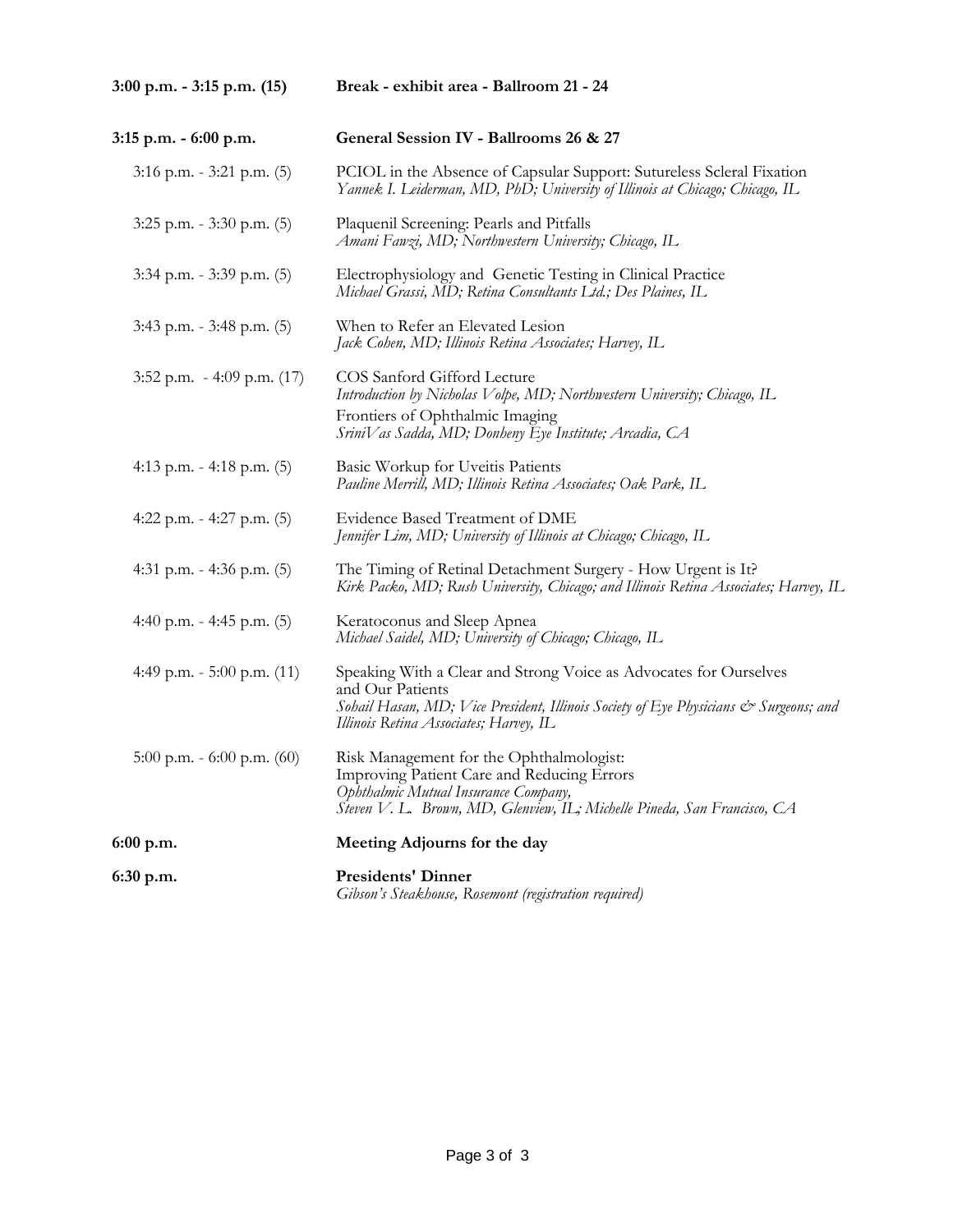**3:00 p.m. - 3:15 p.m. (15)** **Break - exhibit area - Ballroom 21 - 24**

**3:15 p.m. - 6:00 p.m.** **General Session IV - Ballrooms 26 & 27**

3:16 p.m. - 3:21 p.m. (5)
PCIOL in the Absence of Capsular Support: Sutureless Scleral Fixation
*Yannek I. Leiderman, MD, PhD; University of Illinois at Chicago; Chicago, IL*

3:25 p.m. - 3:30 p.m. (5)
Plaquenil Screening: Pearls and Pitfalls
*Amani Fawzi, MD; Northwestern University; Chicago, IL*

3:34 p.m. - 3:39 p.m. (5)
Electrophysiology and Genetic Testing in Clinical Practice
*Michael Grassi, MD; Retina Consultants Ltd.; Des Plaines, IL*

3:43 p.m. - 3:48 p.m. (5)
When to Refer an Elevated Lesion
*Jack Cohen, MD; Illinois Retina Associates; Harvey, IL*

3:52 p.m. - 4:09 p.m. (17)
COS Sanford Gifford Lecture
*Introduction by Nicholas Volpe, MD; Northwestern University; Chicago, IL*
Frontiers of Ophthalmic Imaging
*SriniVas Sadda, MD; Doheny Eye Institute; Arcadia, CA*

4:13 p.m. - 4:18 p.m. (5)
Basic Workup for Uveitis Patients
*Pauline Merrill, MD; Illinois Retina Associates; Oak Park, IL*

4:22 p.m. - 4:27 p.m. (5)
Evidence Based Treatment of DME
*Jennifer Lim, MD; University of Illinois at Chicago; Chicago, IL*

4:31 p.m. - 4:36 p.m. (5)
The Timing of Retinal Detachment Surgery - How Urgent is It?
*Kirk Packo, MD; Rush University, Chicago; and Illinois Retina Associates; Harvey, IL*

4:40 p.m. - 4:45 p.m. (5)
Keratoconus and Sleep Apnea
*Michael Saidel, MD; University of Chicago; Chicago, IL*

4:49 p.m. - 5:00 p.m. (11)
Speaking With a Clear and Strong Voice as Advocates for Ourselves and Our Patients
*Sohail Hasan, MD; Vice President, Illinois Society of Eye Physicians & Surgeons; and Illinois Retina Associates; Harvey, IL*

5:00 p.m. - 6:00 p.m. (60)
Risk Management for the Ophthalmologist:
Improving Patient Care and Reducing Errors
*Ophthalmic Mutual Insurance Company,*
*Steven V. L. Brown, MD, Glenview, IL; Michelle Pineda, San Francisco, CA*

**6:00 p.m.** **Meeting Adjourns for the day**

**6:30 p.m.** **Presidents' Dinner**
*Gibson's Steakhouse, Rosemont (registration required)*